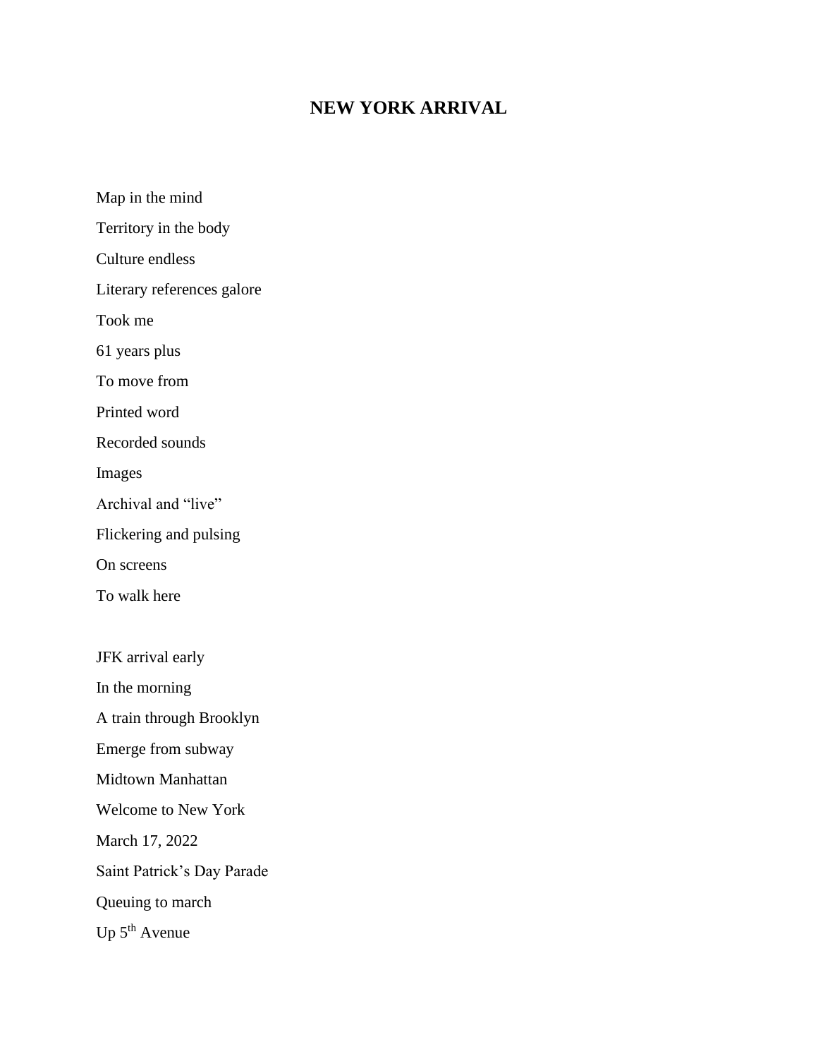# NEW YORK ARRIVAL

Map in the mind

Territory in the body

Culture endless

Literary references galore

Took me

61 years plus

To move from

Printed word

Recorded sounds

Images

Archival and "live"

Flickering and pulsing

On screens

To walk here

JFK arrival early

In the morning

A train through Brooklyn

Emerge from subway

Midtown Manhattan

Welcome to New York

March 17, 2022

Saint Patrick's Day Parade

Queuing to march

Up 5th Avenue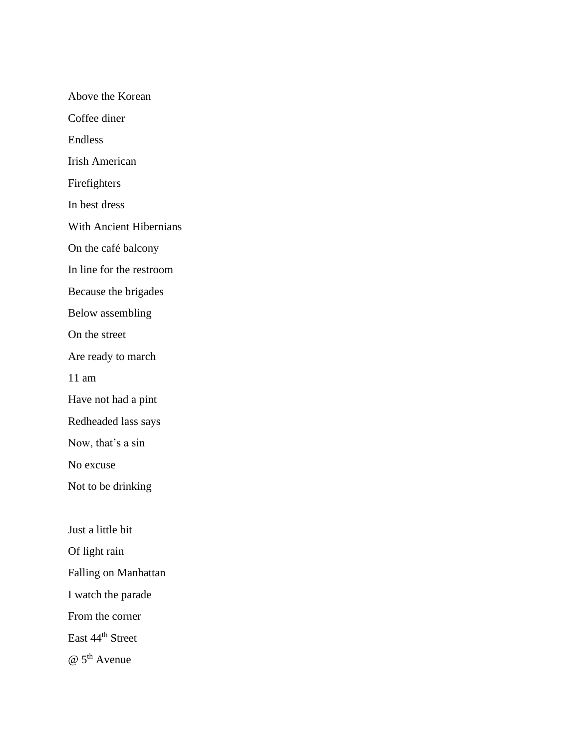Above the Korean

Coffee diner

Endless

Irish American

Firefighters

In best dress

With Ancient Hibernians

On the café balcony

In line for the restroom

Because the brigades

Below assembling

On the street

Are ready to march

11 am

Have not had a pint

Redheaded lass says

Now, that's a sin

No excuse

Not to be drinking

Just a little bit

Of light rain

Falling on Manhattan

I watch the parade

From the corner

East 44th Street

@ 5th Avenue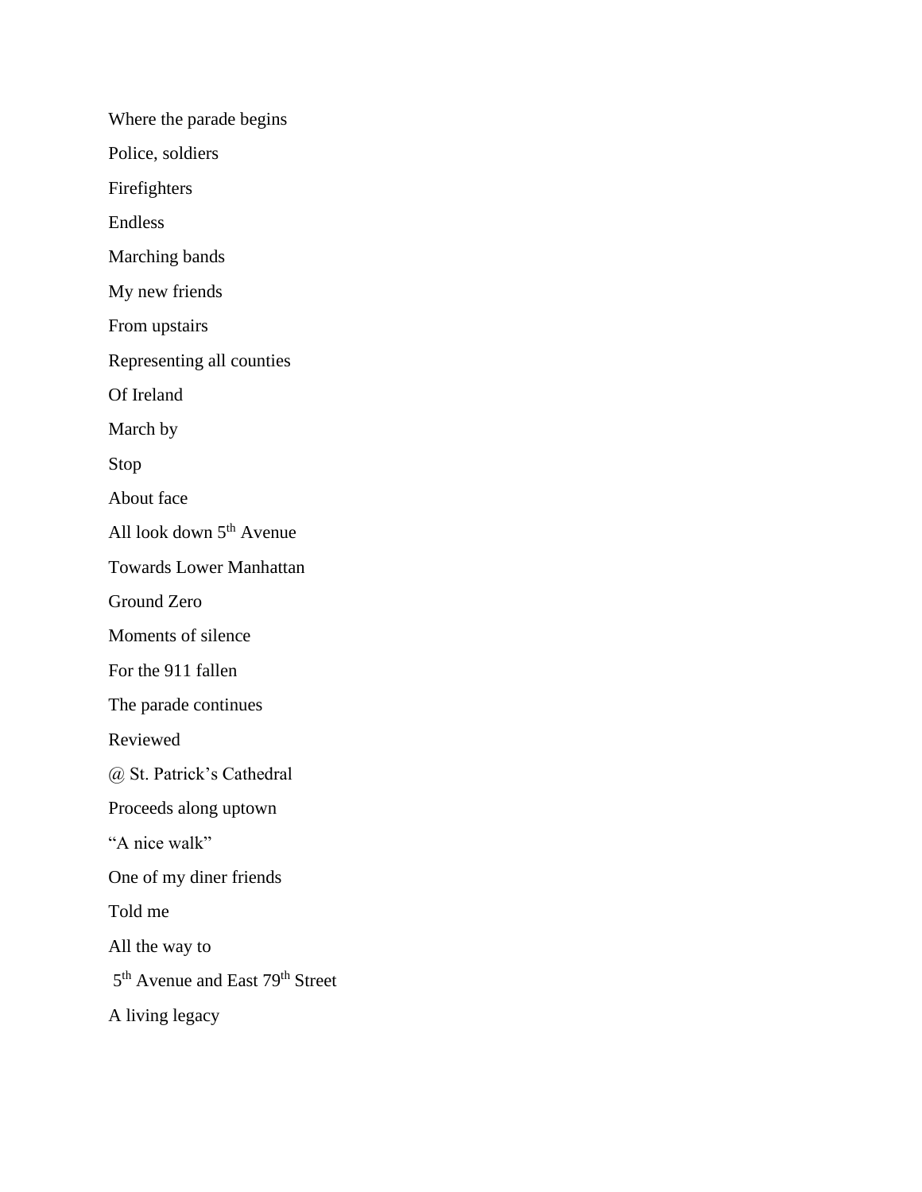Where the parade begins

Police, soldiers

Firefighters

Endless

Marching bands

My new friends

From upstairs

Representing all counties

Of Ireland

March by

Stop

About face

All look down 5th Avenue

Towards Lower Manhattan

Ground Zero

Moments of silence

For the 911 fallen

The parade continues

Reviewed

@ St. Patrick's Cathedral

Proceeds along uptown

"A nice walk"

One of my diner friends

Told me

All the way to

5th Avenue and East 79th Street

A living legacy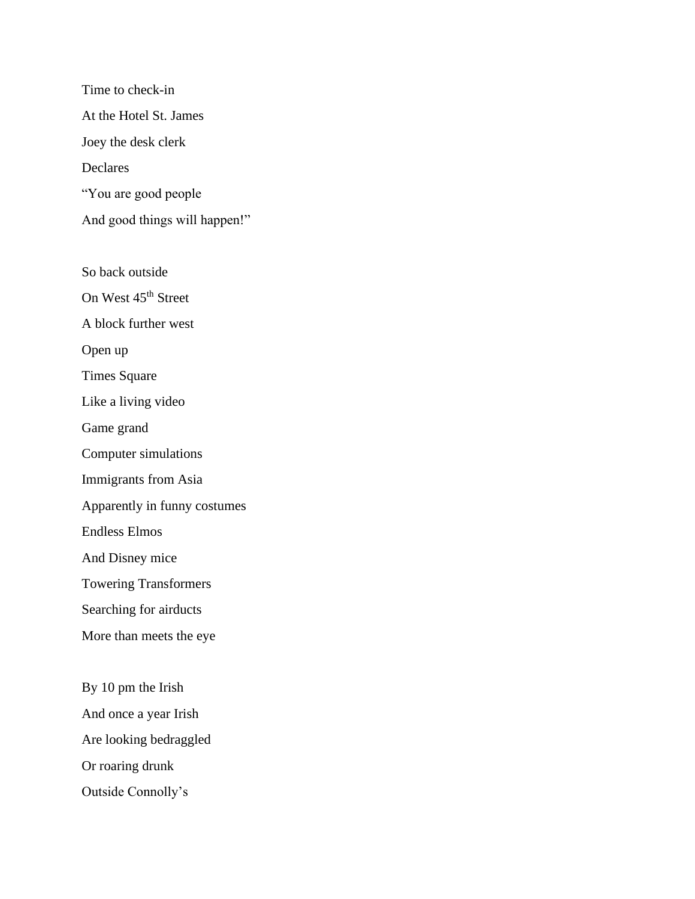Time to check-in  
At the Hotel St. James  
Joey the desk clerk  
Declares  
“You are good people  
And good things will happen!”

So back outside  
On West 45th Street  
A block further west  
Open up  
Times Square  
Like a living video  
Game grand  
Computer simulations  
Immigrants from Asia  
Apparently in funny costumes  
Endless Elmos  
And Disney mice  
Towering Transformers  
Searching for airducts  
More than meets the eye

By 10 pm the Irish  
And once a year Irish  
Are looking bedraggled  
Or roaring drunk  
Outside Connolly’s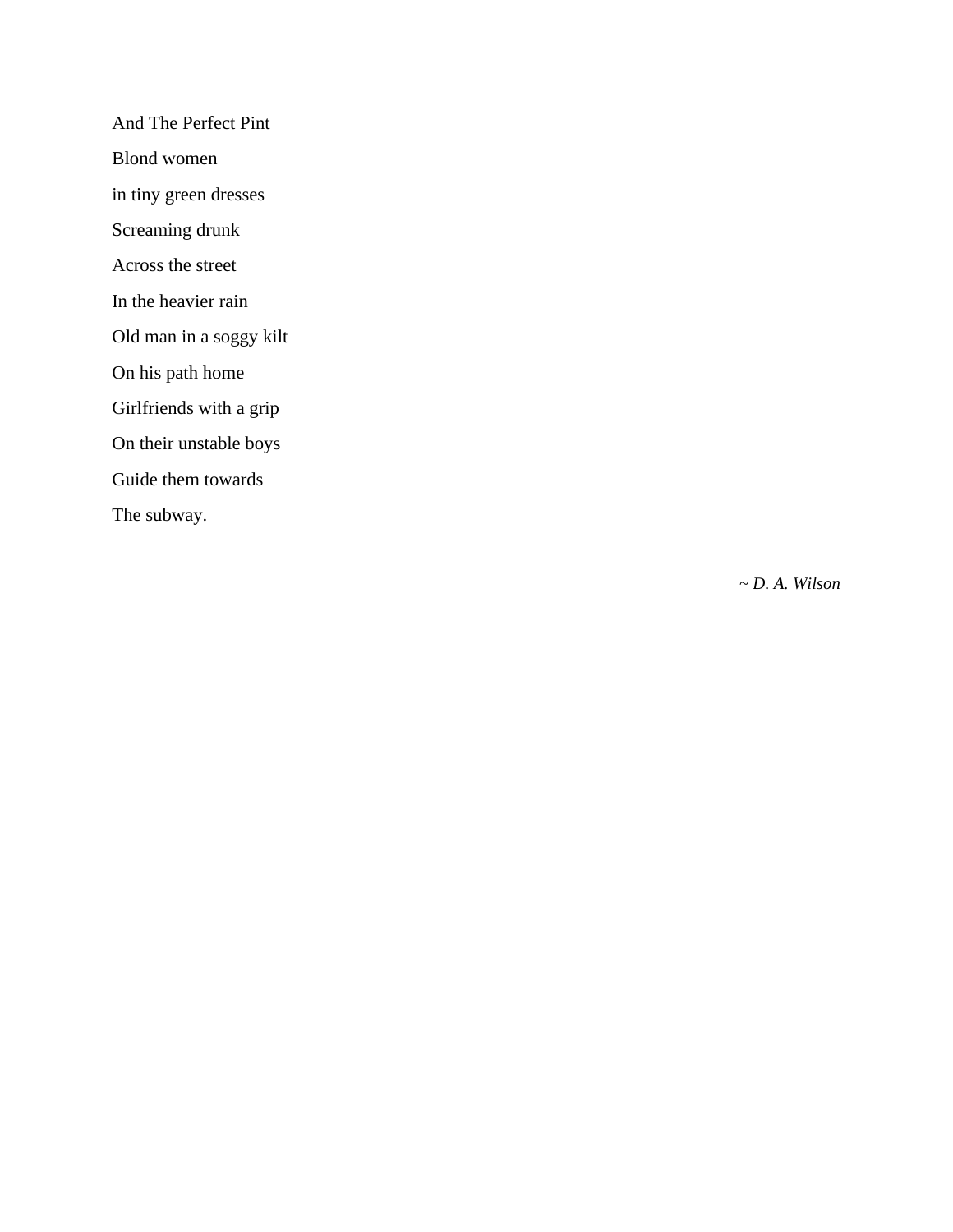And The Perfect Pint

Blond women

in tiny green dresses

Screaming drunk

Across the street

In the heavier rain

Old man in a soggy kilt

On his path home

Girlfriends with a grip

On their unstable boys

Guide them towards

The subway.

*~ D. A. Wilson*